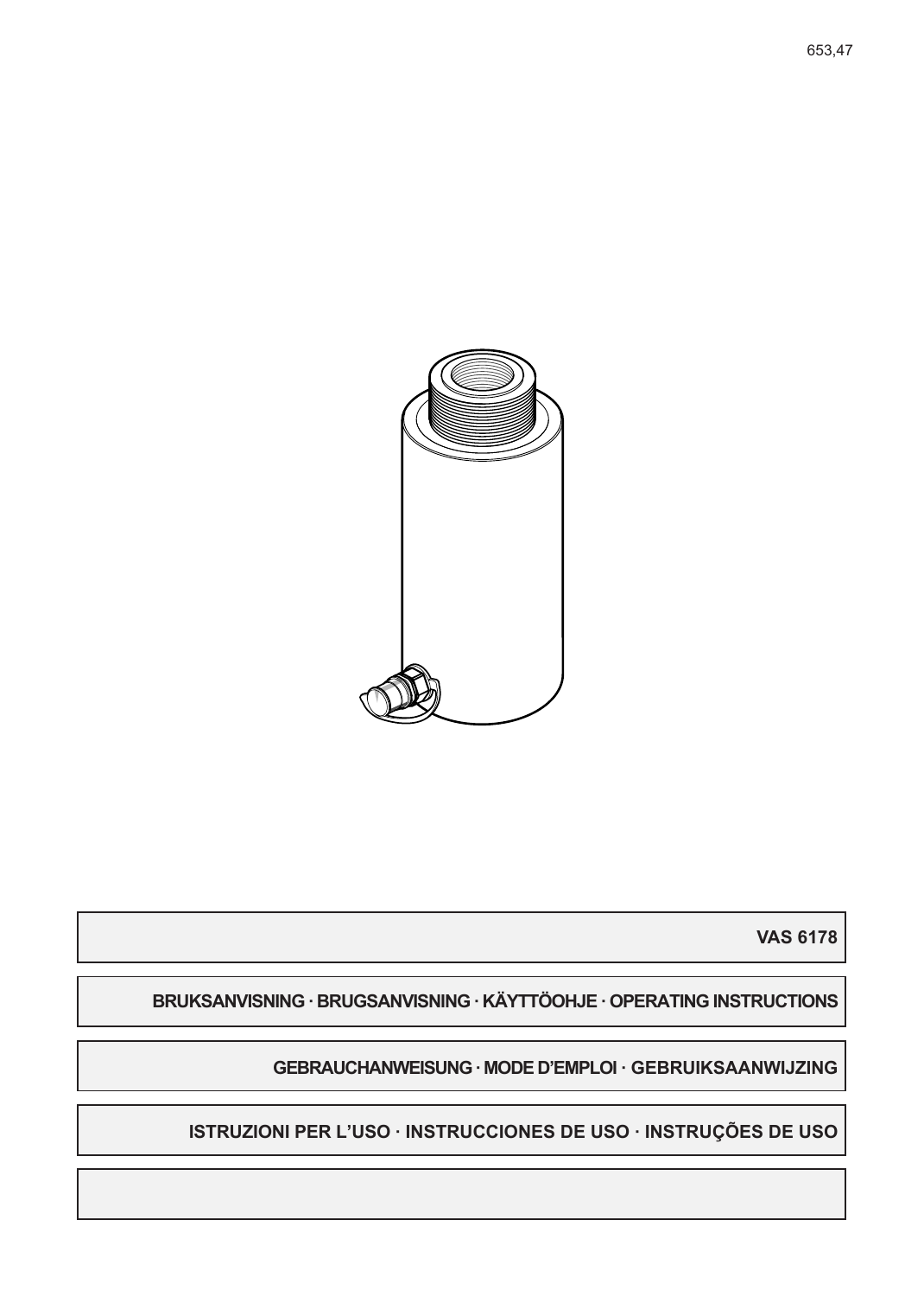653,47

**VAS 6178**

**BRUKSANVISNING · BRUGSANVISNING · KÄYTTÖOHJE · OPERATING INSTRUCTIONS**

**GEBRAUCHANWEISUNG · MODE D'EMPLOI · GEBRUIKSAANWIJZING**

**ISTRUZIONI PER L'USO · INSTRUCCIONES DE USO · INSTRUÇÕES DE USO**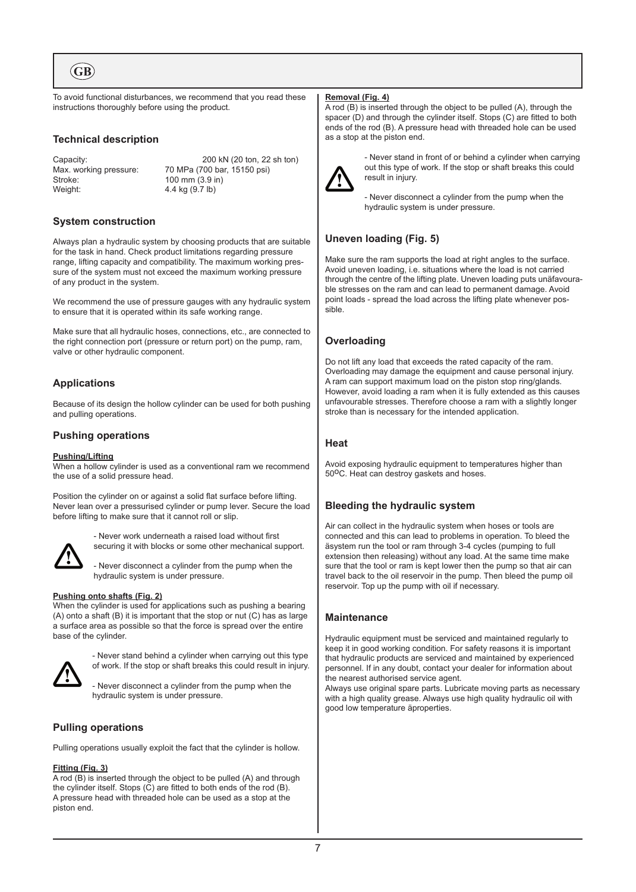GB

To avoid functional disturbances, we recommend that you read these instructions thoroughly before using the product.

## Technical description

| | |
|---|---|
| Capacity: | 200 kN (20 ton, 22 sh ton) |
| Max. working pressure: | 70 MPa (700 bar, 15150 psi) |
| Stroke: | 100 mm (3.9 in) |
| Weight: | 4.4 kg (9.7 lb) |

## System construction

Always plan a hydraulic system by choosing products that are suitable for the task in hand. Check product limitations regarding pressure range, lifting capacity and compatibility. The maximum working pressure of the system must not exceed the maximum working pressure of any product in the system.

We recommend the use of pressure gauges with any hydraulic system to ensure that it is operated within its safe working range.

Make sure that all hydraulic hoses, connections, etc., are connected to the right connection port (pressure or return port) on the pump, ram, valve or other hydraulic component.

## Applications

Because of its design the hollow cylinder can be used for both pushing and pulling operations.

## Pushing operations

**Pushing/Lifting**

When a hollow cylinder is used as a conventional ram we recommend the use of a solid pressure head.

Position the cylinder on or against a solid flat surface before lifting. Never lean over a pressurised cylinder or pump lever. Secure the load before lifting to make sure that it cannot roll or slip.

- Never work underneath a raised load without first securing it with blocks or some other mechanical support.

- Never disconnect a cylinder from the pump when the hydraulic system is under pressure.

**Pushing onto shafts (Fig. 2)**

When the cylinder is used for applications such as pushing a bearing (A) onto a shaft (B) it is important that the stop or nut (C) has as large a surface area as possible so that the force is spread over the entire base of the cylinder.

- Never stand behind a cylinder when carrying out this type of work. If the stop or shaft breaks this could result in injury.

- Never disconnect a cylinder from the pump when the hydraulic system is under pressure.

## Pulling operations

Pulling operations usually exploit the fact that the cylinder is hollow.

**Fitting (Fig. 3)**

A rod (B) is inserted through the object to be pulled (A) and through the cylinder itself. Stops (C) are fitted to both ends of the rod (B). A pressure head with threaded hole can be used as a stop at the piston end.

**Removal (Fig. 4)**

A rod (B) is inserted through the object to be pulled (A), through the spacer (D) and through the cylinder itself. Stops (C) are fitted to both ends of the rod (B). A pressure head with threaded hole can be used as a stop at the piston end.

- Never stand in front of or behind a cylinder when carrying out this type of work. If the stop or shaft breaks this could result in injury.

- Never disconnect a cylinder from the pump when the hydraulic system is under pressure.

## Uneven loading (Fig. 5)

Make sure the ram supports the load at right angles to the surface. Avoid uneven loading, i.e. situations where the load is not carried through the centre of the lifting plate. Uneven loading puts unäfavourable stresses on the ram and can lead to permanent damage. Avoid point loads - spread the load across the lifting plate whenever possible.

## Overloading

Do not lift any load that exceeds the rated capacity of the ram. Overloading may damage the equipment and cause personal injury. A ram can support maximum load on the piston stop ring/glands. However, avoid loading a ram when it is fully extended as this causes unfavourable stresses. Therefore choose a ram with a slightly longer stroke than is necessary for the intended application.

## Heat

Avoid exposing hydraulic equipment to temperatures higher than 50°C. Heat can destroy gaskets and hoses.

## Bleeding the hydraulic system

Air can collect in the hydraulic system when hoses or tools are connected and this can lead to problems in operation. To bleed the äsystem run the tool or ram through 3-4 cycles (pumping to full extension then releasing) without any load. At the same time make sure that the tool or ram is kept lower then the pump so that air can travel back to the oil reservoir in the pump. Then bleed the pump oil reservoir. Top up the pump with oil if necessary.

## Maintenance

Hydraulic equipment must be serviced and maintained regularly to keep it in good working condition. For safety reasons it is important that hydraulic products are serviced and maintained by experienced personnel. If in any doubt, contact your dealer for information about the nearest authorised service agent.

Always use original spare parts. Lubricate moving parts as necessary with a high quality grease. Always use high quality hydraulic oil with good low temperature äproperties.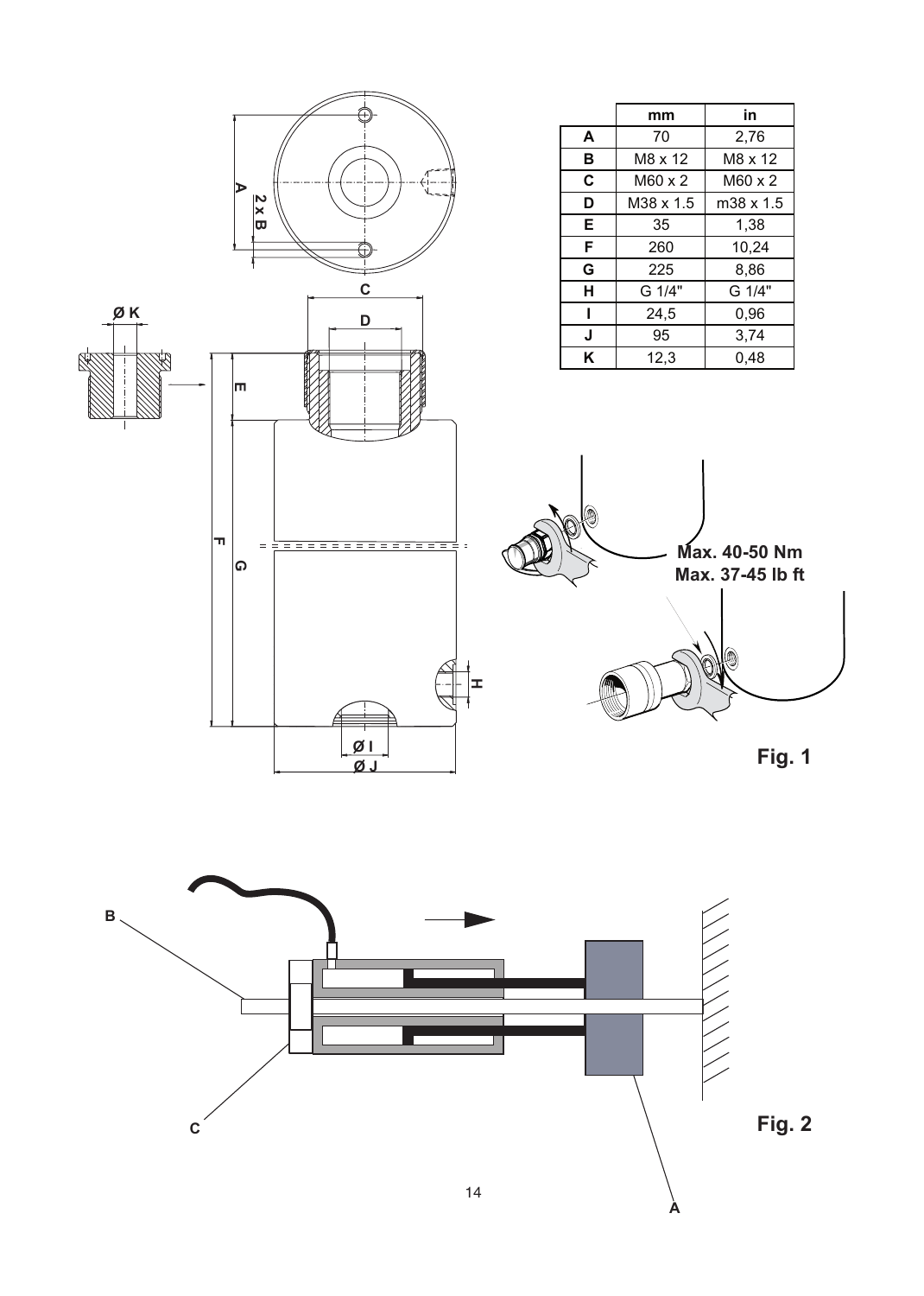|   | mm | in |
|---|---|---|
| A | 70 | 2,76 |
| B | M8 x 12 | M8 x 12 |
| C | M60 x 2 | M60 x 2 |
| D | M38 x 1.5 | m38 x 1.5 |
| E | 35 | 1,38 |
| F | 260 | 10,24 |
| G | 225 | 8,86 |
| H | G 1/4" | G 1/4" |
| I | 24,5 | 0,96 |
| J | 95 | 3,74 |
| K | 12,3 | 0,48 |

Max. 40-50 Nm
Max. 37-45 lb ft

Fig. 1

Fig. 2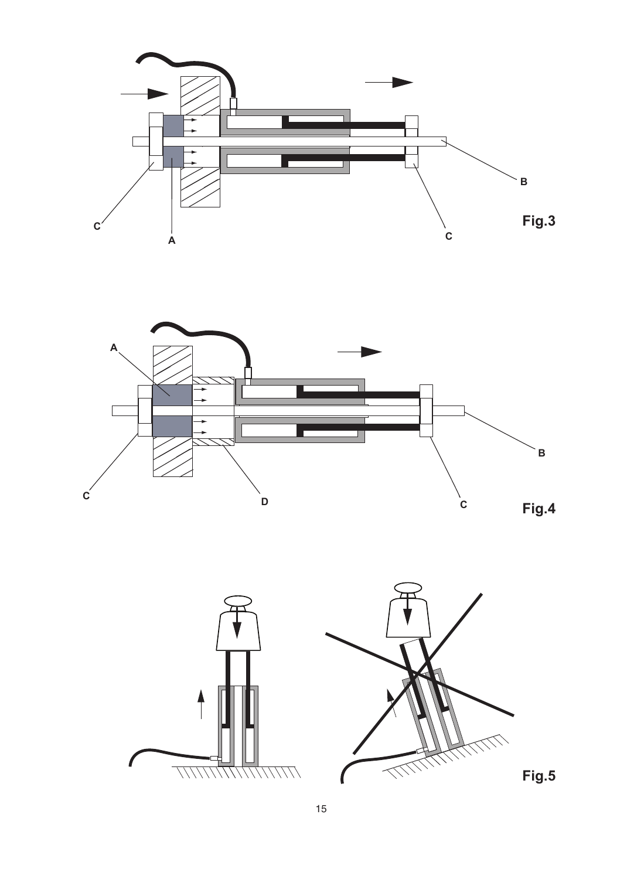C

A

B

C

Fig.3

A

C

D

B

C

Fig.4

Fig.5